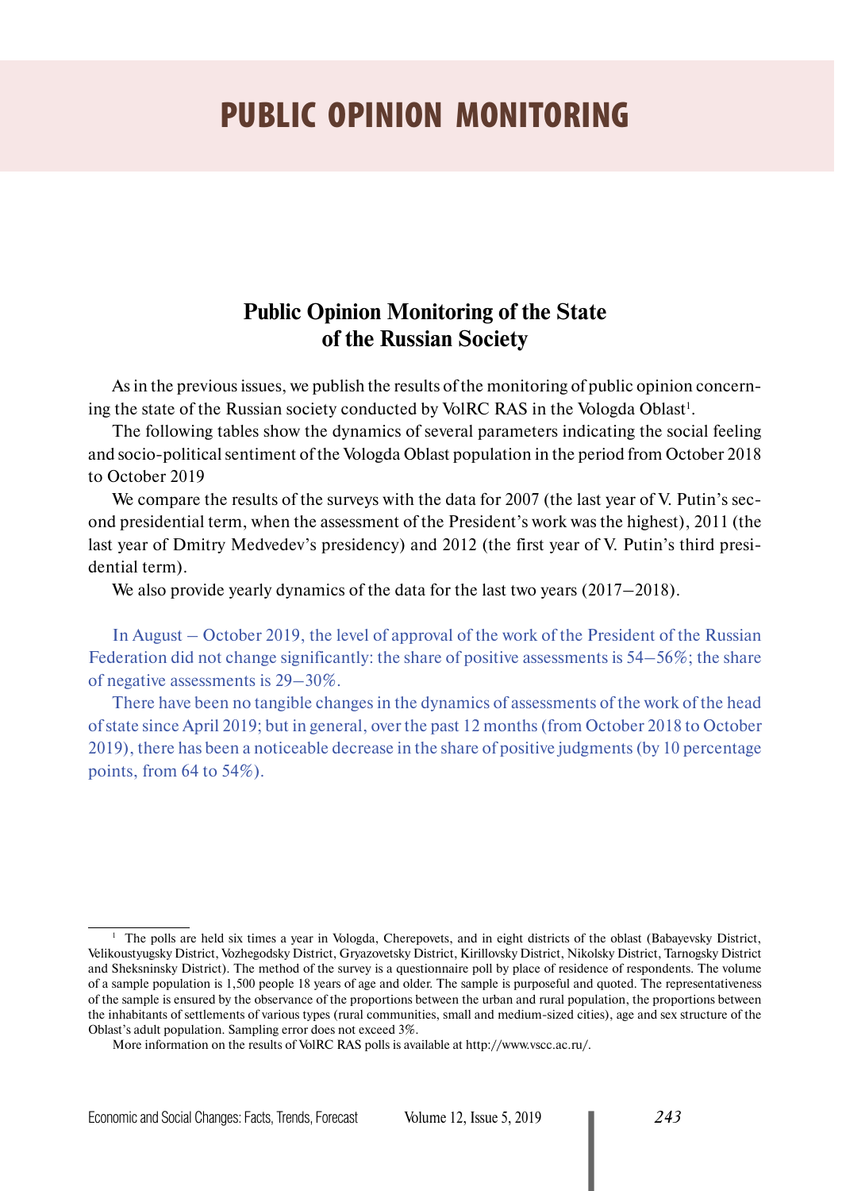# PUBLIC OPINION MONITORING

## Public Opinion Monitoring of the State of the Russian Society

As in the previous issues, we publish the results of the monitoring of public opinion concerning the state of the Russian society conducted by VolRC RAS in the Vologda Oblast[1].

The following tables show the dynamics of several parameters indicating the social feeling and socio-political sentiment of the Vologda Oblast population in the period from October 2018 to October 2019

We compare the results of the surveys with the data for 2007 (the last year of V. Putin's second presidential term, when the assessment of the President's work was the highest), 2011 (the last year of Dmitry Medvedev's presidency) and 2012 (the first year of V. Putin's third presidential term).

We also provide yearly dynamics of the data for the last two years (2017–2018).

In August – October 2019, the level of approval of the work of the President of the Russian Federation did not change significantly: the share of positive assessments is 54–56%; the share of negative assessments is 29–30%.

There have been no tangible changes in the dynamics of assessments of the work of the head of state since April 2019; but in general, over the past 12 months (from October 2018 to October 2019), there has been a noticeable decrease in the share of positive judgments (by 10 percentage points, from 64 to 54%).

---

[1] The polls are held six times a year in Vologda, Cherepovets, and in eight districts of the oblast (Babayevsky District, Velikoustyugsky District, Vozhegodsky District, Gryazovetsky District, Kirillovsky District, Nikolsky District, Tarnogsky District and Sheksninsky District). The method of the survey is a questionnaire poll by place of residence of respondents. The volume of a sample population is 1,500 people 18 years of age and older. The sample is purposeful and quoted. The representativeness of the sample is ensured by the observance of the proportions between the urban and rural population, the proportions between the inhabitants of settlements of various types (rural communities, small and medium-sized cities), age and sex structure of the Oblast's adult population. Sampling error does not exceed 3%.

More information on the results of VolRC RAS polls is available at http://www.vscc.ac.ru/.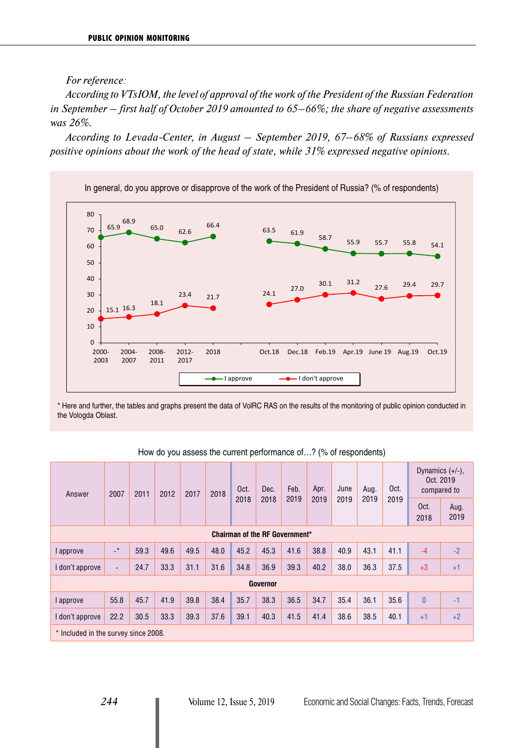*For reference:*

*According to VTsIOM, the level of approval of the work of the President of the Russian Federation in September – first half of October 2019 amounted to 65–66%; the share of negative assessments was 26%.*

*According to Levada-Center, in August – September 2019, 67–68% of Russians expressed positive opinions about the work of the head of state, while 31% expressed negative opinions.*

In general, do you approve or disapprove of the work of the President of Russia? (% of respondents)

| | 2000-2003 | 2004-2007 | 2008-2011 | 2012-2017 | 2018 | Oct.18 | Dec.18 | Feb.19 | Apr.19 | June 19 | Aug.19 | Oct.19 |
|---|---|---|---|---|---|---|---|---|---|---|---|---|
| I approve | 65.9 | 68.9 | 65.0 | 62.6 | 66.4 | 63.5 | 61.9 | 58.7 | 55.9 | 55.7 | 55.8 | 54.1 |
| I don't approve | 15.1 | 16.3 | 18.1 | 23.4 | 21.7 | 24.1 | 27.0 | 30.1 | 31.2 | 27.6 | 29.4 | 29.7 |

\* Here and further, the tables and graphs present the data of VolRC RAS on the results of the monitoring of public opinion conducted in the Vologda Oblast.

How do you assess the current performance of…? (% of respondents)

| Answer | 2007 | 2011 | 2012 | 2017 | 2018 | Oct. 2018 | Dec. 2018 | Feb. 2019 | Apr. 2019 | June 2019 | Aug. 2019 | Oct. 2019 | Dynamics (+/-), Oct. 2019 compared to | |
|---|---|---|---|---|---|---|---|---|---|---|---|---|---|---|
| | | | | | | | | | | | | | Oct. 2018 | Aug. 2019 |
| **Chairman of the RF Government*** | | | | | | | | | | | | | | |
| I approve | -* | 59.3 | 49.6 | 49.5 | 48.0 | 45.2 | 45.3 | 41.6 | 38.8 | 40.9 | 43.1 | 41.1 | -4 | -2 |
| I don't approve | - | 24.7 | 33.3 | 31.1 | 31.6 | 34.8 | 36.9 | 39.3 | 40.2 | 38.0 | 36.3 | 37.5 | +3 | +1 |
| **Governor** | | | | | | | | | | | | | | |
| I approve | 55.8 | 45.7 | 41.9 | 39.8 | 38.4 | 35.7 | 38.3 | 36.5 | 34.7 | 35.4 | 36.1 | 35.6 | 0 | -1 |
| I don't approve | 22.2 | 30.5 | 33.3 | 39.3 | 37.6 | 39.1 | 40.3 | 41.5 | 41.4 | 38.6 | 38.5 | 40.1 | +1 | +2 |

\* Included in the survey since 2008.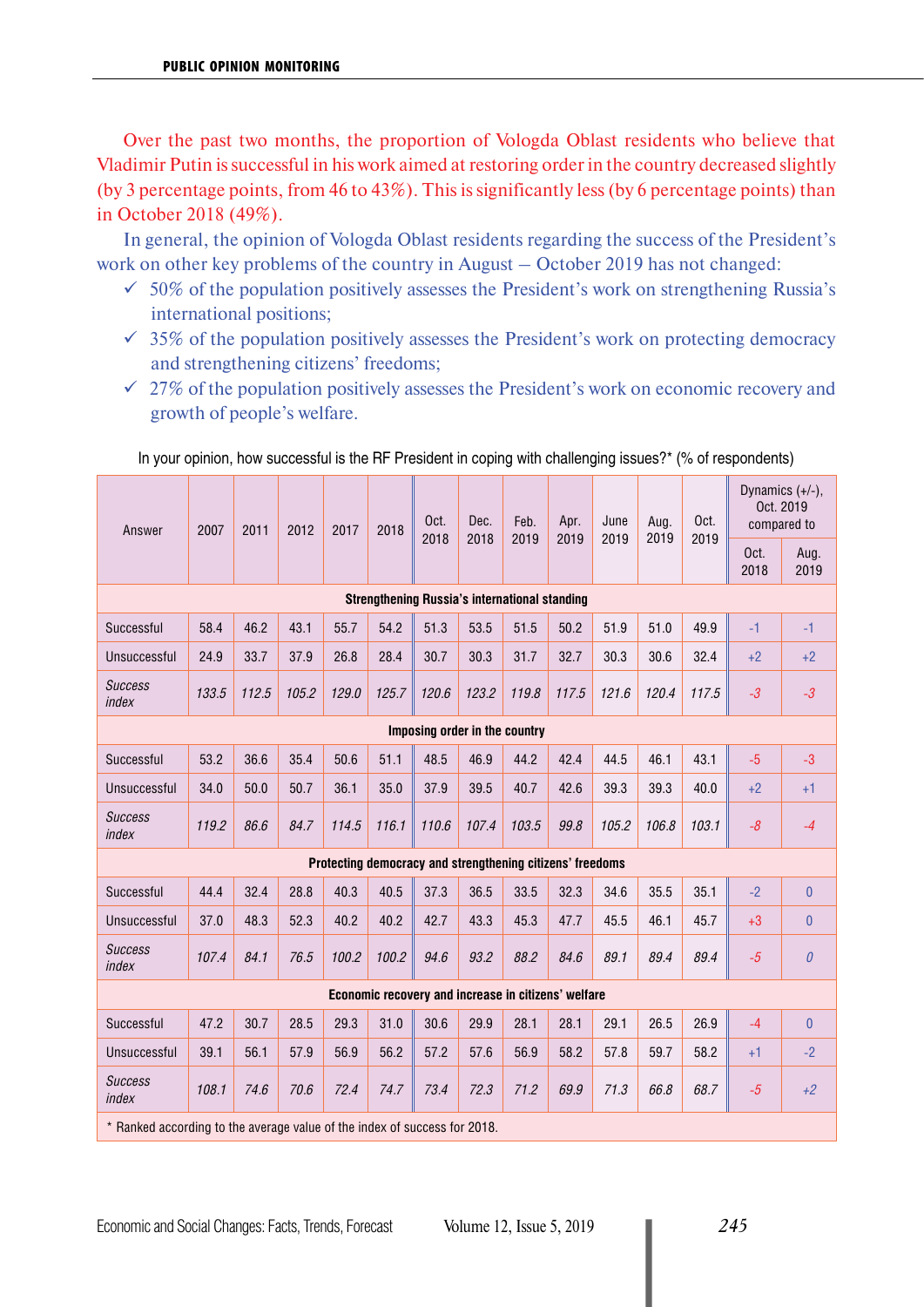Over the past two months, the proportion of Vologda Oblast residents who believe that Vladimir Putin is successful in his work aimed at restoring order in the country decreased slightly (by 3 percentage points, from 46 to 43%). This is significantly less (by 6 percentage points) than in October 2018 (49%).

In general, the opinion of Vologda Oblast residents regarding the success of the President's work on other key problems of the country in August – October 2019 has not changed:

- ✓ 50% of the population positively assesses the President's work on strengthening Russia's international positions;
- ✓ 35% of the population positively assesses the President's work on protecting democracy and strengthening citizens' freedoms;
- ✓ 27% of the population positively assesses the President's work on economic recovery and growth of people's welfare.

In your opinion, how successful is the RF President in coping with challenging issues?* (% of respondents)

| Answer | 2007 | 2011 | 2012 | 2017 | 2018 | Oct. 2018 | Dec. 2018 | Feb. 2019 | Apr. 2019 | June 2019 | Aug. 2019 | Oct. 2019 | Dynamics (+/-), Oct. 2019 compared to | |
|---|---|---|---|---|---|---|---|---|---|---|---|---|---|---|
| | | | | | | | | | | | | | Oct. 2018 | Aug. 2019 |
| **Strengthening Russia's international standing** | | | | | | | | | | | | | | |
| Successful | 58.4 | 46.2 | 43.1 | 55.7 | 54.2 | 51.3 | 53.5 | 51.5 | 50.2 | 51.9 | 51.0 | 49.9 | -1 | -1 |
| Unsuccessful | 24.9 | 33.7 | 37.9 | 26.8 | 28.4 | 30.7 | 30.3 | 31.7 | 32.7 | 30.3 | 30.6 | 32.4 | +2 | +2 |
| *Success index* | *133.5* | *112.5* | *105.2* | *129.0* | *125.7* | *120.6* | *123.2* | *119.8* | *117.5* | *121.6* | *120.4* | *117.5* | *-3* | *-3* |
| **Imposing order in the country** | | | | | | | | | | | | | | |
| Successful | 53.2 | 36.6 | 35.4 | 50.6 | 51.1 | 48.5 | 46.9 | 44.2 | 42.4 | 44.5 | 46.1 | 43.1 | -5 | -3 |
| Unsuccessful | 34.0 | 50.0 | 50.7 | 36.1 | 35.0 | 37.9 | 39.5 | 40.7 | 42.6 | 39.3 | 39.3 | 40.0 | +2 | +1 |
| *Success index* | *119.2* | *86.6* | *84.7* | *114.5* | *116.1* | *110.6* | *107.4* | *103.5* | *99.8* | *105.2* | *106.8* | *103.1* | *-8* | *-4* |
| **Protecting democracy and strengthening citizens' freedoms** | | | | | | | | | | | | | | |
| Successful | 44.4 | 32.4 | 28.8 | 40.3 | 40.5 | 37.3 | 36.5 | 33.5 | 32.3 | 34.6 | 35.5 | 35.1 | -2 | 0 |
| Unsuccessful | 37.0 | 48.3 | 52.3 | 40.2 | 40.2 | 42.7 | 43.3 | 45.3 | 47.7 | 45.5 | 46.1 | 45.7 | +3 | 0 |
| *Success index* | *107.4* | *84.1* | *76.5* | *100.2* | *100.2* | *94.6* | *93.2* | *88.2* | *84.6* | *89.1* | *89.4* | *89.4* | *-5* | *0* |
| **Economic recovery and increase in citizens' welfare** | | | | | | | | | | | | | | |
| Successful | 47.2 | 30.7 | 28.5 | 29.3 | 31.0 | 30.6 | 29.9 | 28.1 | 28.1 | 29.1 | 26.5 | 26.9 | -4 | 0 |
| Unsuccessful | 39.1 | 56.1 | 57.9 | 56.9 | 56.2 | 57.2 | 57.6 | 56.9 | 58.2 | 57.8 | 59.7 | 58.2 | +1 | -2 |
| *Success index* | *108.1* | *74.6* | *70.6* | *72.4* | *74.7* | *73.4* | *72.3* | *71.2* | *69.9* | *71.3* | *66.8* | *68.7* | *-5* | *+2* |

\* Ranked according to the average value of the index of success for 2018.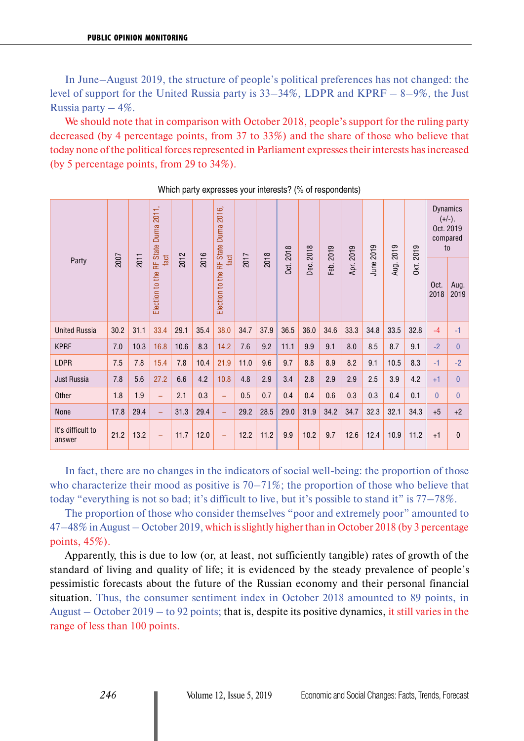In June–August 2019, the structure of people's political preferences has not changed: the level of support for the United Russia party is 33–34%, LDPR and KPRF – 8–9%, the Just Russia party – 4%.

We should note that in comparison with October 2018, people's support for the ruling party decreased (by 4 percentage points, from 37 to 33%) and the share of those who believe that today none of the political forces represented in Parliament expresses their interests has increased (by 5 percentage points, from 29 to 34%).

Which party expresses your interests? (% of respondents)

| Party | 2007 | 2011 | Election to the RF State Duma 2011, fact | 2012 | 2016 | Election to the RF State Duma 2016, fact | 2017 | 2018 | Oct. 2018 | Dec. 2018 | Feb. 2019 | Apr. 2019 | June 2019 | Aug. 2019 | Okt. 2019 | Dynamics (+/-), Oct. 2019 compared to | |
|---|---|---|---|---|---|---|---|---|---|---|---|---|---|---|---|---|---|
| | | | | | | | | | | | | | | | | Oct. 2018 | Aug. 2019 |
| United Russia | 30.2 | 31.1 | 33.4 | 29.1 | 35.4 | 38.0 | 34.7 | 37.9 | 36.5 | 36.0 | 34.6 | 33.3 | 34.8 | 33.5 | 32.8 | -4 | -1 |
| KPRF | 7.0 | 10.3 | 16.8 | 10.6 | 8.3 | 14.2 | 7.6 | 9.2 | 11.1 | 9.9 | 9.1 | 8.0 | 8.5 | 8.7 | 9.1 | -2 | 0 |
| LDPR | 7.5 | 7.8 | 15.4 | 7.8 | 10.4 | 21.9 | 11.0 | 9.6 | 9.7 | 8.8 | 8.9 | 8.2 | 9.1 | 10.5 | 8.3 | -1 | -2 |
| Just Russia | 7.8 | 5.6 | 27.2 | 6.6 | 4.2 | 10.8 | 4.8 | 2.9 | 3.4 | 2.8 | 2.9 | 2.9 | 2.5 | 3.9 | 4.2 | +1 | 0 |
| Other | 1.8 | 1.9 | – | 2.1 | 0.3 | – | 0.5 | 0.7 | 0.4 | 0.4 | 0.6 | 0.3 | 0.3 | 0.4 | 0.1 | 0 | 0 |
| None | 17.8 | 29.4 | – | 31.3 | 29.4 | – | 29.2 | 28.5 | 29.0 | 31.9 | 34.2 | 34.7 | 32.3 | 32.1 | 34.3 | +5 | +2 |
| It's difficult to answer | 21.2 | 13.2 | – | 11.7 | 12.0 | – | 12.2 | 11.2 | 9.9 | 10.2 | 9.7 | 12.6 | 12.4 | 10.9 | 11.2 | +1 | 0 |

In fact, there are no changes in the indicators of social well-being: the proportion of those who characterize their mood as positive is 70–71%; the proportion of those who believe that today "everything is not so bad; it's difficult to live, but it's possible to stand it" is 77–78%.

The proportion of those who consider themselves "poor and extremely poor" amounted to 47–48% in August – October 2019, which is slightly higher than in October 2018 (by 3 percentage points, 45%).

Apparently, this is due to low (or, at least, not sufficiently tangible) rates of growth of the standard of living and quality of life; it is evidenced by the steady prevalence of people's pessimistic forecasts about the future of the Russian economy and their personal financial situation. Thus, the consumer sentiment index in October 2018 amounted to 89 points, in August – October 2019 – to 92 points; that is, despite its positive dynamics, it still varies in the range of less than 100 points.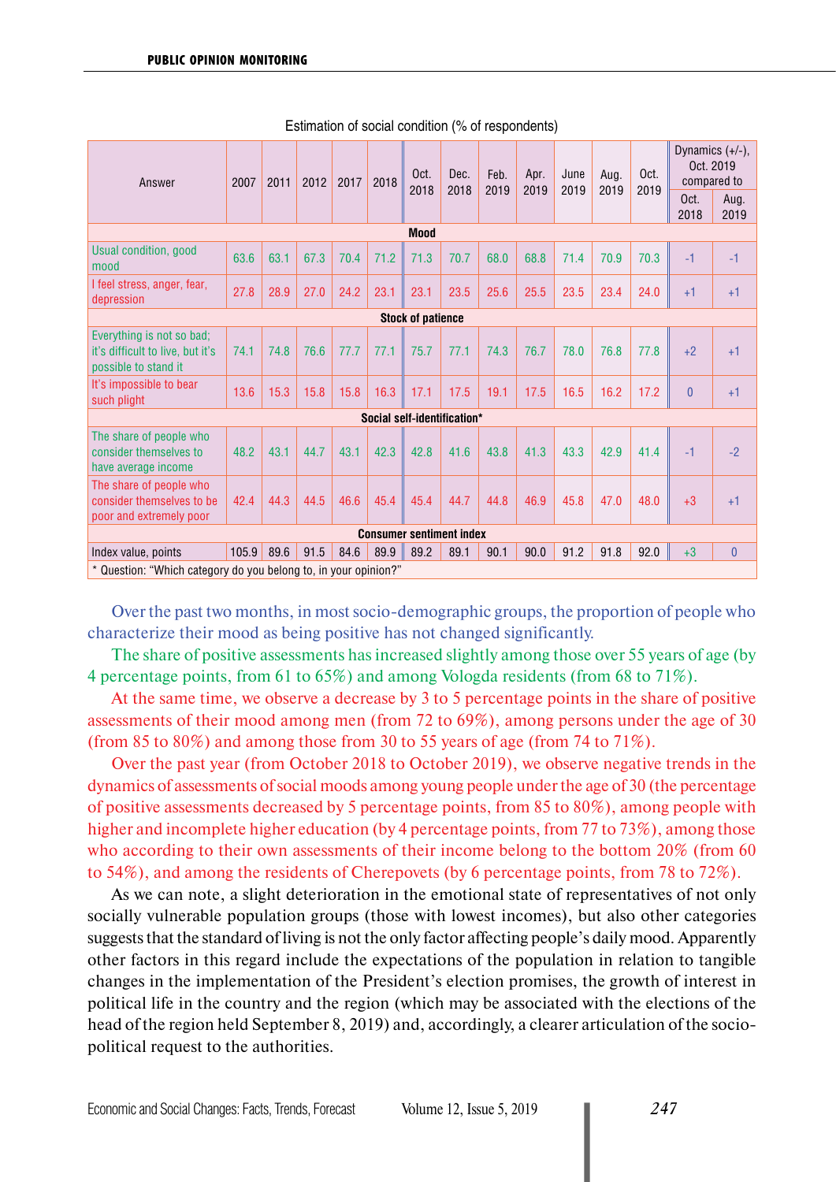Estimation of social condition (% of respondents)

| Answer | 2007 | 2011 | 2012 | 2017 | 2018 | Oct. 2018 | Dec. 2018 | Feb. 2019 | Apr. 2019 | June 2019 | Aug. 2019 | Oct. 2019 | Dynamics (+/-), Oct. 2019 compared to | |
|---|---|---|---|---|---|---|---|---|---|---|---|---|---|---|
| | | | | | | | | | | | | | Oct. 2018 | Aug. 2019 |
| **Mood** | | | | | | | | | | | | | | |
| Usual condition, good mood | 63.6 | 63.1 | 67.3 | 70.4 | 71.2 | 71.3 | 70.7 | 68.0 | 68.8 | 71.4 | 70.9 | 70.3 | -1 | -1 |
| I feel stress, anger, fear, depression | 27.8 | 28.9 | 27.0 | 24.2 | 23.1 | 23.1 | 23.5 | 25.6 | 25.5 | 23.5 | 23.4 | 24.0 | +1 | +1 |
| **Stock of patience** | | | | | | | | | | | | | | |
| Everything is not so bad; it's difficult to live, but it's possible to stand it | 74.1 | 74.8 | 76.6 | 77.7 | 77.1 | 75.7 | 77.1 | 74.3 | 76.7 | 78.0 | 76.8 | 77.8 | +2 | +1 |
| It's impossible to bear such plight | 13.6 | 15.3 | 15.8 | 15.8 | 16.3 | 17.1 | 17.5 | 19.1 | 17.5 | 16.5 | 16.2 | 17.2 | 0 | +1 |
| **Social self-identification*** | | | | | | | | | | | | | | |
| The share of people who consider themselves to have average income | 48.2 | 43.1 | 44.7 | 43.1 | 42.3 | 42.8 | 41.6 | 43.8 | 41.3 | 43.3 | 42.9 | 41.4 | -1 | -2 |
| The share of people who consider themselves to be poor and extremely poor | 42.4 | 44.3 | 44.5 | 46.6 | 45.4 | 45.4 | 44.7 | 44.8 | 46.9 | 45.8 | 47.0 | 48.0 | +3 | +1 |
| **Consumer sentiment index** | | | | | | | | | | | | | | |
| Index value, points | 105.9 | 89.6 | 91.5 | 84.6 | 89.9 | 89.2 | 89.1 | 90.1 | 90.0 | 91.2 | 91.8 | 92.0 | +3 | 0 |

* Question: "Which category do you belong to, in your opinion?"

Over the past two months, in most socio-demographic groups, the proportion of people who characterize their mood as being positive has not changed significantly.

The share of positive assessments has increased slightly among those over 55 years of age (by 4 percentage points, from 61 to 65%) and among Vologda residents (from 68 to 71%).

At the same time, we observe a decrease by 3 to 5 percentage points in the share of positive assessments of their mood among men (from 72 to 69%), among persons under the age of 30 (from 85 to 80%) and among those from 30 to 55 years of age (from 74 to 71%).

Over the past year (from October 2018 to October 2019), we observe negative trends in the dynamics of assessments of social moods among young people under the age of 30 (the percentage of positive assessments decreased by 5 percentage points, from 85 to 80%), among people with higher and incomplete higher education (by 4 percentage points, from 77 to 73%), among those who according to their own assessments of their income belong to the bottom 20% (from 60 to 54%), and among the residents of Cherepovets (by 6 percentage points, from 78 to 72%).

As we can note, a slight deterioration in the emotional state of representatives of not only socially vulnerable population groups (those with lowest incomes), but also other categories suggests that the standard of living is not the only factor affecting people's daily mood. Apparently other factors in this regard include the expectations of the population in relation to tangible changes in the implementation of the President's election promises, the growth of interest in political life in the country and the region (which may be associated with the elections of the head of the region held September 8, 2019) and, accordingly, a clearer articulation of the socio-political request to the authorities.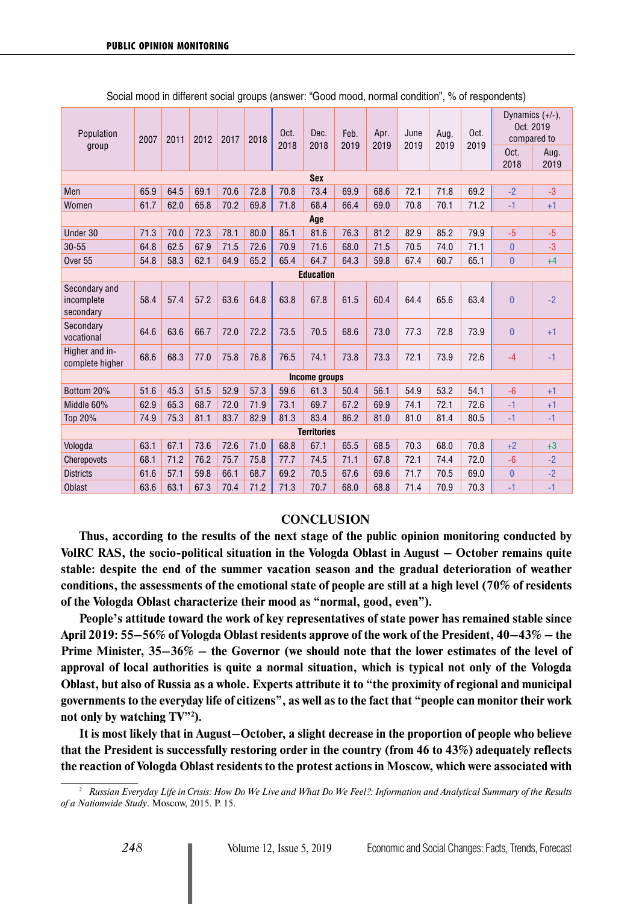Social mood in different social groups (answer: "Good mood, normal condition", % of respondents)

| Population group | 2007 | 2011 | 2012 | 2017 | 2018 | Oct. 2018 | Dec. 2018 | Feb. 2019 | Apr. 2019 | June 2019 | Aug. 2019 | Oct. 2019 | Dynamics (+/-), Oct. 2019 compared to | |
|---|---|---|---|---|---|---|---|---|---|---|---|---|---|---|
| | | | | | | | | | | | | | Oct. 2018 | Aug. 2019 |
| **Sex** | | | | | | | | | | | | | | |
| Men | 65.9 | 64.5 | 69.1 | 70.6 | 72.8 | 70.8 | 73.4 | 69.9 | 68.6 | 72.1 | 71.8 | 69.2 | -2 | -3 |
| Women | 61.7 | 62.0 | 65.8 | 70.2 | 69.8 | 71.8 | 68.4 | 66.4 | 69.0 | 70.8 | 70.1 | 71.2 | -1 | +1 |
| **Age** | | | | | | | | | | | | | | |
| Under 30 | 71.3 | 70.0 | 72.3 | 78.1 | 80.0 | 85.1 | 81.6 | 76.3 | 81.2 | 82.9 | 85.2 | 79.9 | -5 | -5 |
| 30-55 | 64.8 | 62.5 | 67.9 | 71.5 | 72.6 | 70.9 | 71.6 | 68.0 | 71.5 | 70.5 | 74.0 | 71.1 | 0 | -3 |
| Over 55 | 54.8 | 58.3 | 62.1 | 64.9 | 65.2 | 65.4 | 64.7 | 64.3 | 59.8 | 67.4 | 60.7 | 65.1 | 0 | +4 |
| **Education** | | | | | | | | | | | | | | |
| Secondary and incomplete secondary | 58.4 | 57.4 | 57.2 | 63.6 | 64.8 | 63.8 | 67.8 | 61.5 | 60.4 | 64.4 | 65.6 | 63.4 | 0 | -2 |
| Secondary vocational | 64.6 | 63.6 | 66.7 | 72.0 | 72.2 | 73.5 | 70.5 | 68.6 | 73.0 | 77.3 | 72.8 | 73.9 | 0 | +1 |
| Higher and incomplete higher | 68.6 | 68.3 | 77.0 | 75.8 | 76.8 | 76.5 | 74.1 | 73.8 | 73.3 | 72.1 | 73.9 | 72.6 | -4 | -1 |
| **Income groups** | | | | | | | | | | | | | | |
| Bottom 20% | 51.6 | 45.3 | 51.5 | 52.9 | 57.3 | 59.6 | 61.3 | 50.4 | 56.1 | 54.9 | 53.2 | 54.1 | -6 | +1 |
| Middle 60% | 62.9 | 65.3 | 68.7 | 72.0 | 71.9 | 73.1 | 69.7 | 67.2 | 69.9 | 74.1 | 72.1 | 72.6 | -1 | +1 |
| Top 20% | 74.9 | 75.3 | 81.1 | 83.7 | 82.9 | 81.3 | 83.4 | 86.2 | 81.0 | 81.0 | 81.4 | 80.5 | -1 | -1 |
| **Territories** | | | | | | | | | | | | | | |
| Vologda | 63.1 | 67.1 | 73.6 | 72.6 | 71.0 | 68.8 | 67.1 | 65.5 | 68.5 | 70.3 | 68.0 | 70.8 | +2 | +3 |
| Cherepovets | 68.1 | 71.2 | 76.2 | 75.7 | 75.8 | 77.7 | 74.5 | 71.1 | 67.8 | 72.1 | 74.4 | 72.0 | -6 | -2 |
| Districts | 61.6 | 57.1 | 59.8 | 66.1 | 68.7 | 69.2 | 70.5 | 67.6 | 69.6 | 71.7 | 70.5 | 69.0 | 0 | -2 |
| Oblast | 63.6 | 63.1 | 67.3 | 70.4 | 71.2 | 71.3 | 70.7 | 68.0 | 68.8 | 71.4 | 70.9 | 70.3 | -1 | -1 |

## CONCLUSION

**Thus, according to the results of the next stage of the public opinion monitoring conducted by VolRC RAS, the socio-political situation in the Vologda Oblast in August – October remains quite stable: despite the end of the summer vacation season and the gradual deterioration of weather conditions, the assessments of the emotional state of people are still at a high level (70% of residents of the Vologda Oblast characterize their mood as "normal, good, even").**

**People's attitude toward the work of key representatives of state power has remained stable since April 2019: 55–56% of Vologda Oblast residents approve of the work of the President, 40–43% – the Prime Minister, 35–36% – the Governor (we should note that the lower estimates of the level of approval of local authorities is quite a normal situation, which is typical not only of the Vologda Oblast, but also of Russia as a whole. Experts attribute it to "the proximity of regional and municipal governments to the everyday life of citizens", as well as to the fact that "people can monitor their work not only by watching TV"[2]).**

**It is most likely that in August–October, a slight decrease in the proportion of people who believe that the President is successfully restoring order in the country (from 46 to 43%) adequately reflects the reaction of Vologda Oblast residents to the protest actions in Moscow, which were associated with**

[2] *Russian Everyday Life in Crisis: How Do We Live and What Do We Feel?: Information and Analytical Summary of the Results of a Nationwide Study*. Moscow, 2015. P. 15.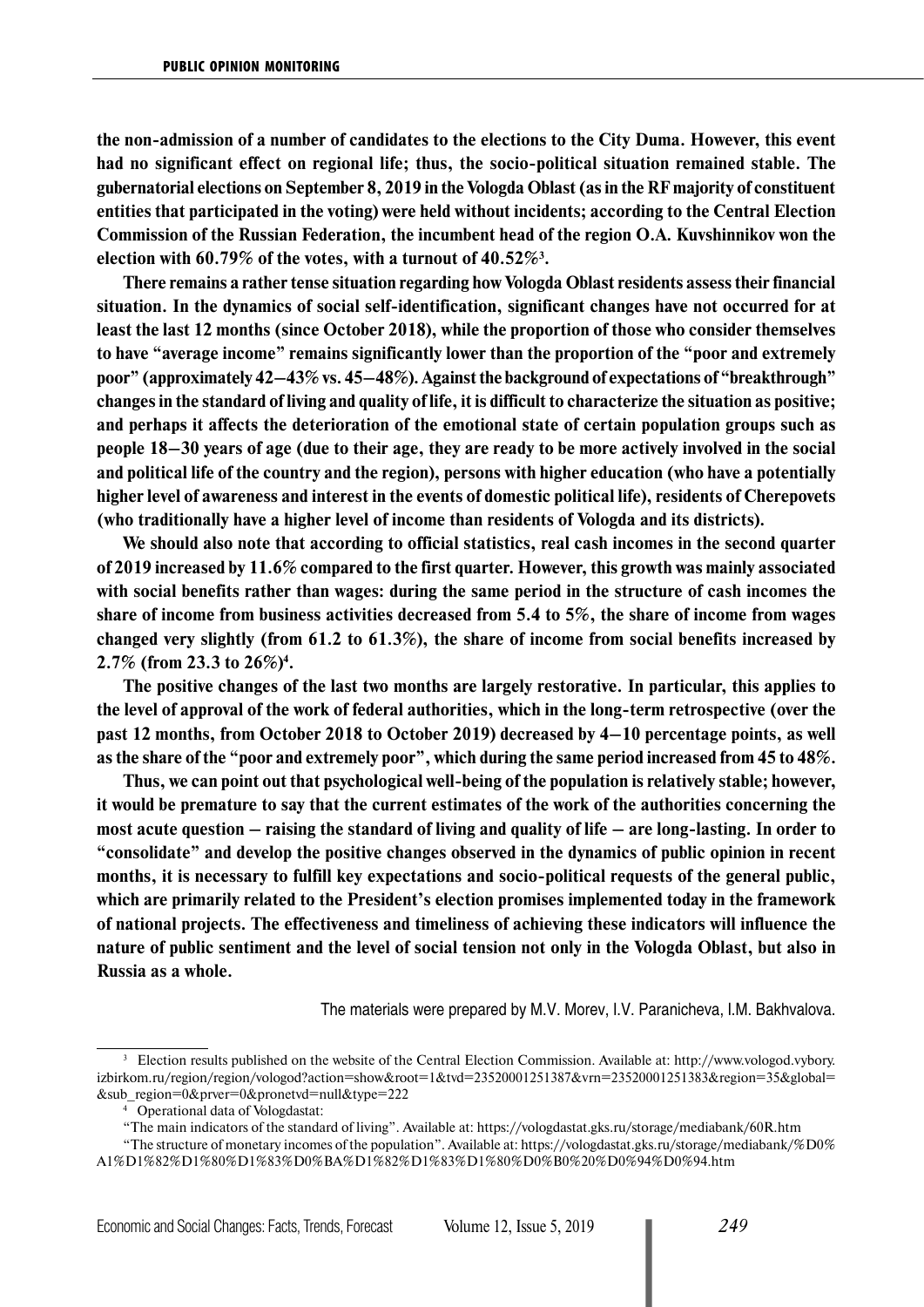**the non-admission of a number of candidates to the elections to the City Duma. However, this event had no significant effect on regional life; thus, the socio-political situation remained stable. The gubernatorial elections on September 8, 2019 in the Vologda Oblast (as in the RF majority of constituent entities that participated in the voting) were held without incidents; according to the Central Election Commission of the Russian Federation, the incumbent head of the region O.A. Kuvshinnikov won the election with 60.79% of the votes, with a turnout of 40.52%[3].**

**There remains a rather tense situation regarding how Vologda Oblast residents assess their financial situation. In the dynamics of social self-identification, significant changes have not occurred for at least the last 12 months (since October 2018), while the proportion of those who consider themselves to have "average income" remains significantly lower than the proportion of the "poor and extremely poor" (approximately 42–43% vs. 45–48%). Against the background of expectations of "breakthrough" changes in the standard of living and quality of life, it is difficult to characterize the situation as positive; and perhaps it affects the deterioration of the emotional state of certain population groups such as people 18–30 years of age (due to their age, they are ready to be more actively involved in the social and political life of the country and the region), persons with higher education (who have a potentially higher level of awareness and interest in the events of domestic political life), residents of Cherepovets (who traditionally have a higher level of income than residents of Vologda and its districts).**

**We should also note that according to official statistics, real cash incomes in the second quarter of 2019 increased by 11.6% compared to the first quarter. However, this growth was mainly associated with social benefits rather than wages: during the same period in the structure of cash incomes the share of income from business activities decreased from 5.4 to 5%, the share of income from wages changed very slightly (from 61.2 to 61.3%), the share of income from social benefits increased by 2.7% (from 23.3 to 26%)[4].**

**The positive changes of the last two months are largely restorative. In particular, this applies to the level of approval of the work of federal authorities, which in the long-term retrospective (over the past 12 months, from October 2018 to October 2019) decreased by 4–10 percentage points, as well as the share of the "poor and extremely poor", which during the same period increased from 45 to 48%.**

**Thus, we can point out that psychological well-being of the population is relatively stable; however, it would be premature to say that the current estimates of the work of the authorities concerning the most acute question – raising the standard of living and quality of life – are long-lasting. In order to "consolidate" and develop the positive changes observed in the dynamics of public opinion in recent months, it is necessary to fulfill key expectations and socio-political requests of the general public, which are primarily related to the President's election promises implemented today in the framework of national projects. The effectiveness and timeliness of achieving these indicators will influence the nature of public sentiment and the level of social tension not only in the Vologda Oblast, but also in Russia as a whole.**

The materials were prepared by M.V. Morev, I.V. Paranicheva, I.M. Bakhvalova.

---

[3] Election results published on the website of the Central Election Commission. Available at: http://www.vologod.vybory.izbirkom.ru/region/region/vologod?action=show&root=1&tvd=23520001251387&vrn=23520001251383&region=35&global=&sub_region=0&prver=0&pronetvd=null&type=222

[4] Operational data of Vologdastat:

"The main indicators of the standard of living". Available at: https://vologdastat.gks.ru/storage/mediabank/60R.htm

"The structure of monetary incomes of the population". Available at: https://vologdastat.gks.ru/storage/mediabank/%D0%A1%D1%82%D1%80%D1%83%D0%BA%D1%82%D1%83%D1%80%D0%B0%20%D0%94%D0%94.htm